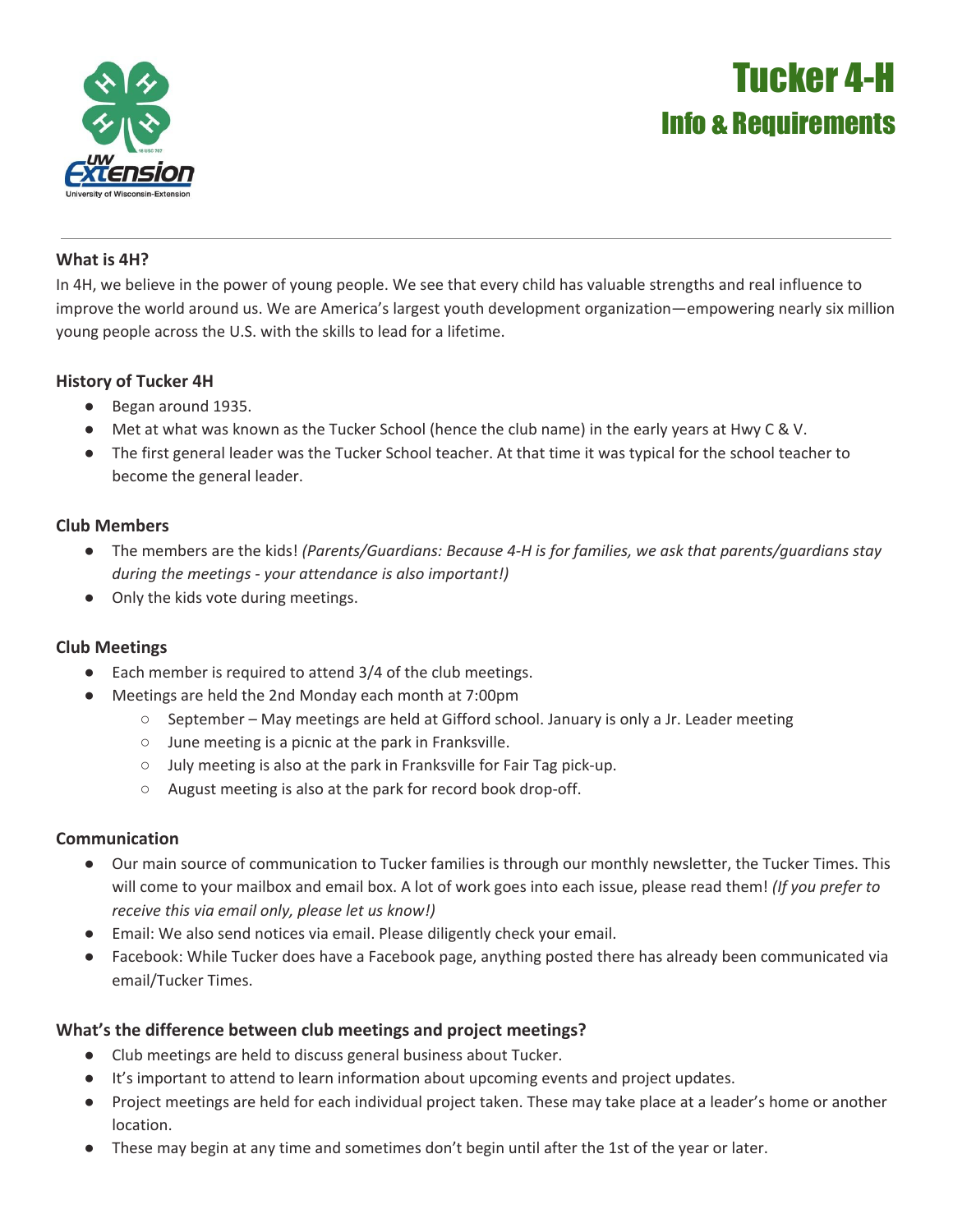# Tucker 4-H
## Info & Requirements

---

### What is 4H?

In 4H, we believe in the power of young people. We see that every child has valuable strengths and real influence to improve the world around us. We are America's largest youth development organization—empowering nearly six million young people across the U.S. with the skills to lead for a lifetime.

### History of Tucker 4H

- Began around 1935.
- Met at what was known as the Tucker School (hence the club name) in the early years at Hwy C & V.
- The first general leader was the Tucker School teacher. At that time it was typical for the school teacher to become the general leader.

### Club Members

- The members are the kids! *(Parents/Guardians: Because 4-H is for families, we ask that parents/guardians stay during the meetings - your attendance is also important!)*
- Only the kids vote during meetings.

### Club Meetings

- Each member is required to attend 3/4 of the club meetings.
- Meetings are held the 2nd Monday each month at 7:00pm
  - September – May meetings are held at Gifford school. January is only a Jr. Leader meeting
  - June meeting is a picnic at the park in Franksville.
  - July meeting is also at the park in Franksville for Fair Tag pick-up.
  - August meeting is also at the park for record book drop-off.

### Communication

- Our main source of communication to Tucker families is through our monthly newsletter, the Tucker Times. This will come to your mailbox and email box. A lot of work goes into each issue, please read them! *(If you prefer to receive this via email only, please let us know!)*
- Email: We also send notices via email. Please diligently check your email.
- Facebook: While Tucker does have a Facebook page, anything posted there has already been communicated via email/Tucker Times.

### What's the difference between club meetings and project meetings?

- Club meetings are held to discuss general business about Tucker.
- It's important to attend to learn information about upcoming events and project updates.
- Project meetings are held for each individual project taken. These may take place at a leader's home or another location.
- These may begin at any time and sometimes don't begin until after the 1st of the year or later.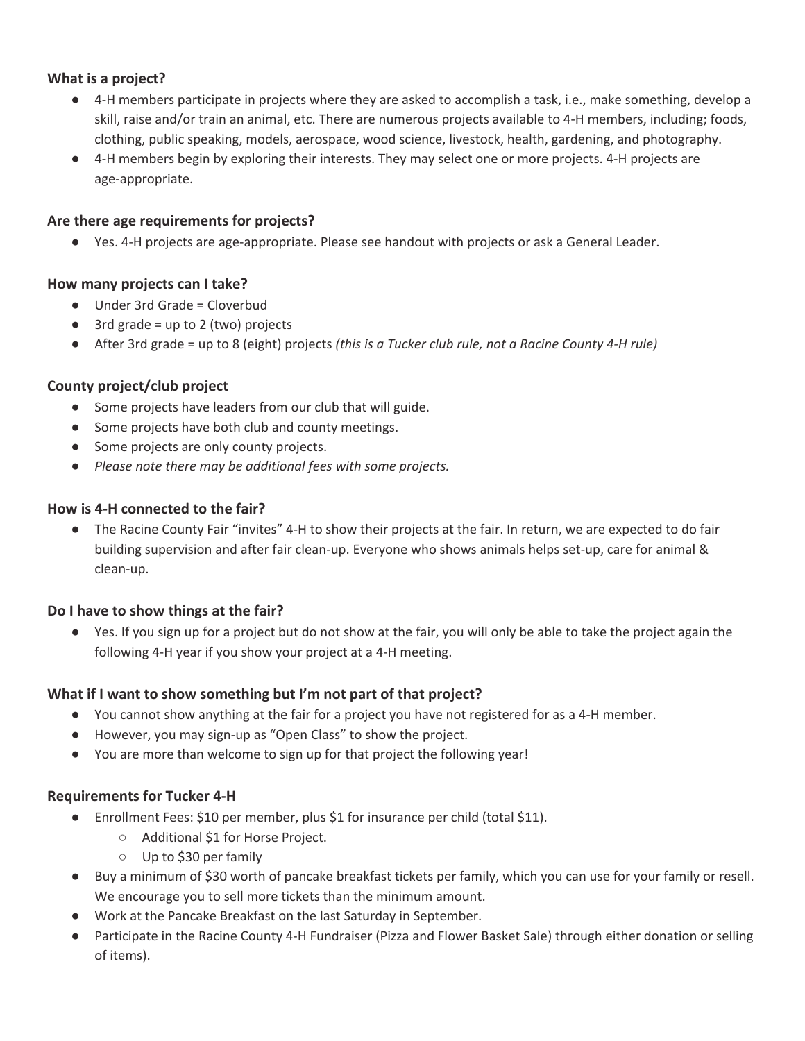### What is a project?

- 4-H members participate in projects where they are asked to accomplish a task, i.e., make something, develop a skill, raise and/or train an animal, etc. There are numerous projects available to 4-H members, including; foods, clothing, public speaking, models, aerospace, wood science, livestock, health, gardening, and photography.
- 4-H members begin by exploring their interests. They may select one or more projects. 4-H projects are age-appropriate.

### Are there age requirements for projects?

- Yes. 4-H projects are age-appropriate. Please see handout with projects or ask a General Leader.

### How many projects can I take?

- Under 3rd Grade = Cloverbud
- 3rd grade = up to 2 (two) projects
- After 3rd grade = up to 8 (eight) projects *(this is a Tucker club rule, not a Racine County 4-H rule)*

### County project/club project

- Some projects have leaders from our club that will guide.
- Some projects have both club and county meetings.
- Some projects are only county projects.
- *Please note there may be additional fees with some projects.*

### How is 4-H connected to the fair?

- The Racine County Fair "invites" 4-H to show their projects at the fair. In return, we are expected to do fair building supervision and after fair clean-up. Everyone who shows animals helps set-up, care for animal & clean-up.

### Do I have to show things at the fair?

- Yes. If you sign up for a project but do not show at the fair, you will only be able to take the project again the following 4-H year if you show your project at a 4-H meeting.

### What if I want to show something but I'm not part of that project?

- You cannot show anything at the fair for a project you have not registered for as a 4-H member.
- However, you may sign-up as "Open Class" to show the project.
- You are more than welcome to sign up for that project the following year!

### Requirements for Tucker 4-H

- Enrollment Fees: $10 per member, plus $1 for insurance per child (total $11).
  - Additional $1 for Horse Project.
  - Up to $30 per family
- Buy a minimum of $30 worth of pancake breakfast tickets per family, which you can use for your family or resell. We encourage you to sell more tickets than the minimum amount.
- Work at the Pancake Breakfast on the last Saturday in September.
- Participate in the Racine County 4-H Fundraiser (Pizza and Flower Basket Sale) through either donation or selling of items).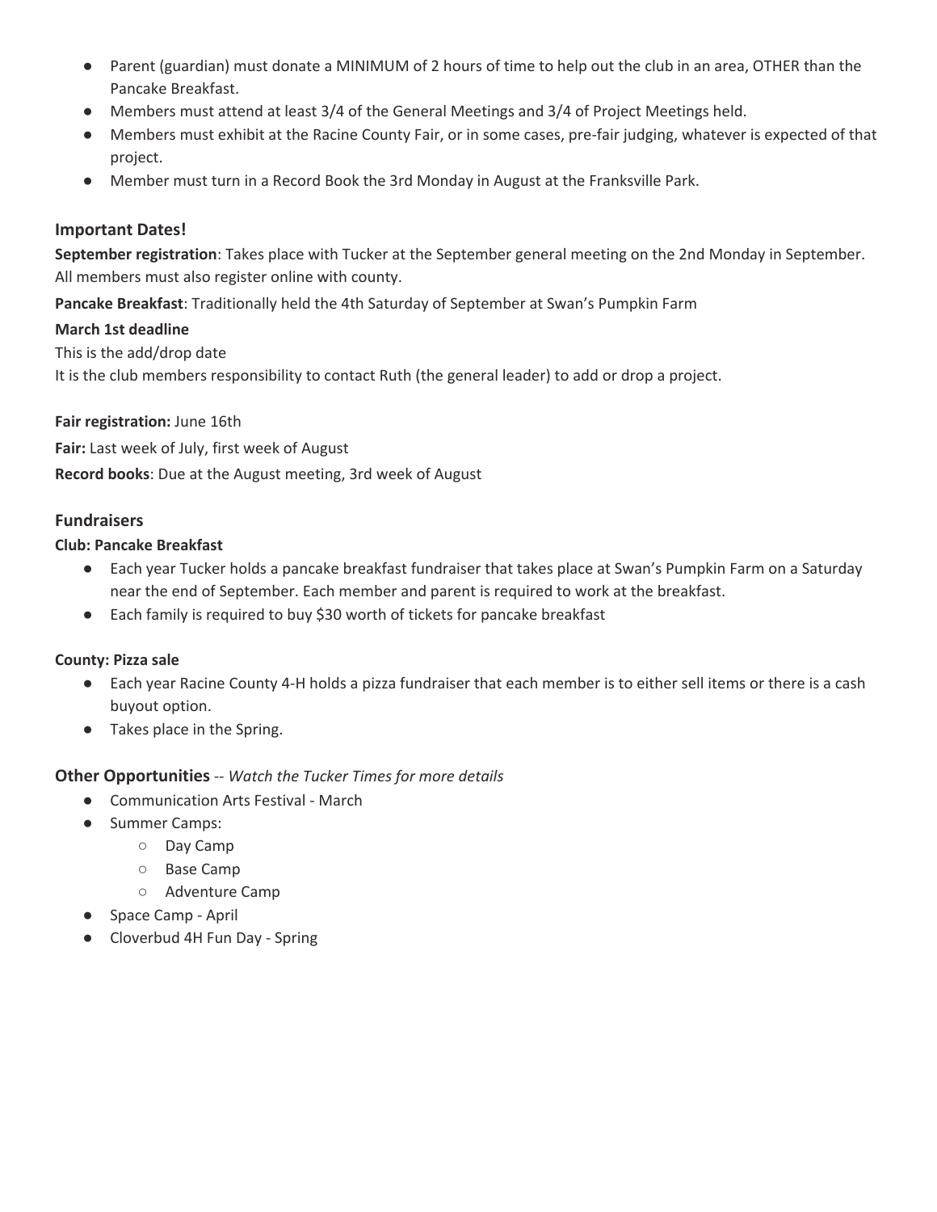- Parent (guardian) must donate a MINIMUM of 2 hours of time to help out the club in an area, OTHER than the Pancake Breakfast.
- Members must attend at least 3/4 of the General Meetings and 3/4 of Project Meetings held.
- Members must exhibit at the Racine County Fair, or in some cases, pre-fair judging, whatever is expected of that project.
- Member must turn in a Record Book the 3rd Monday in August at the Franksville Park.

### Important Dates!

**September registration**: Takes place with Tucker at the September general meeting on the 2nd Monday in September. All members must also register online with county.

**Pancake Breakfast**: Traditionally held the 4th Saturday of September at Swan's Pumpkin Farm

**March 1st deadline**

This is the add/drop date

It is the club members responsibility to contact Ruth (the general leader) to add or drop a project.

**Fair registration:** June 16th

**Fair:** Last week of July, first week of August

**Record books**: Due at the August meeting, 3rd week of August

### Fundraisers

**Club: Pancake Breakfast**

- Each year Tucker holds a pancake breakfast fundraiser that takes place at Swan's Pumpkin Farm on a Saturday near the end of September. Each member and parent is required to work at the breakfast.
- Each family is required to buy $30 worth of tickets for pancake breakfast

**County: Pizza sale**

- Each year Racine County 4-H holds a pizza fundraiser that each member is to either sell items or there is a cash buyout option.
- Takes place in the Spring.

### Other Opportunities -- *Watch the Tucker Times for more details*

- Communication Arts Festival - March
- Summer Camps:
  - Day Camp
  - Base Camp
  - Adventure Camp
- Space Camp - April
- Cloverbud 4H Fun Day - Spring